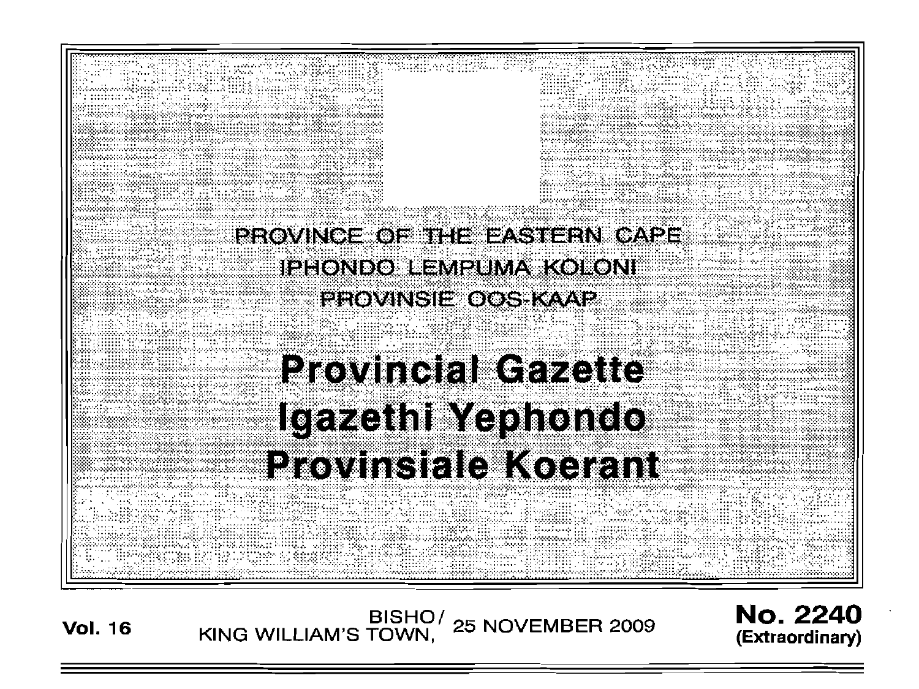PROVINCE OF THE EASTERN CAPE
IPHONDO LEMPUMA KOLONI
PROVINSIE OOS-KAAP

# Provincial Gazette
# Igazethi Yephondo
# Provinsiale Koerant

**Vol. 16** BISHO/ KING WILLIAM'S TOWN, 25 NOVEMBER 2009 **No. 2240 (Extraordinary)**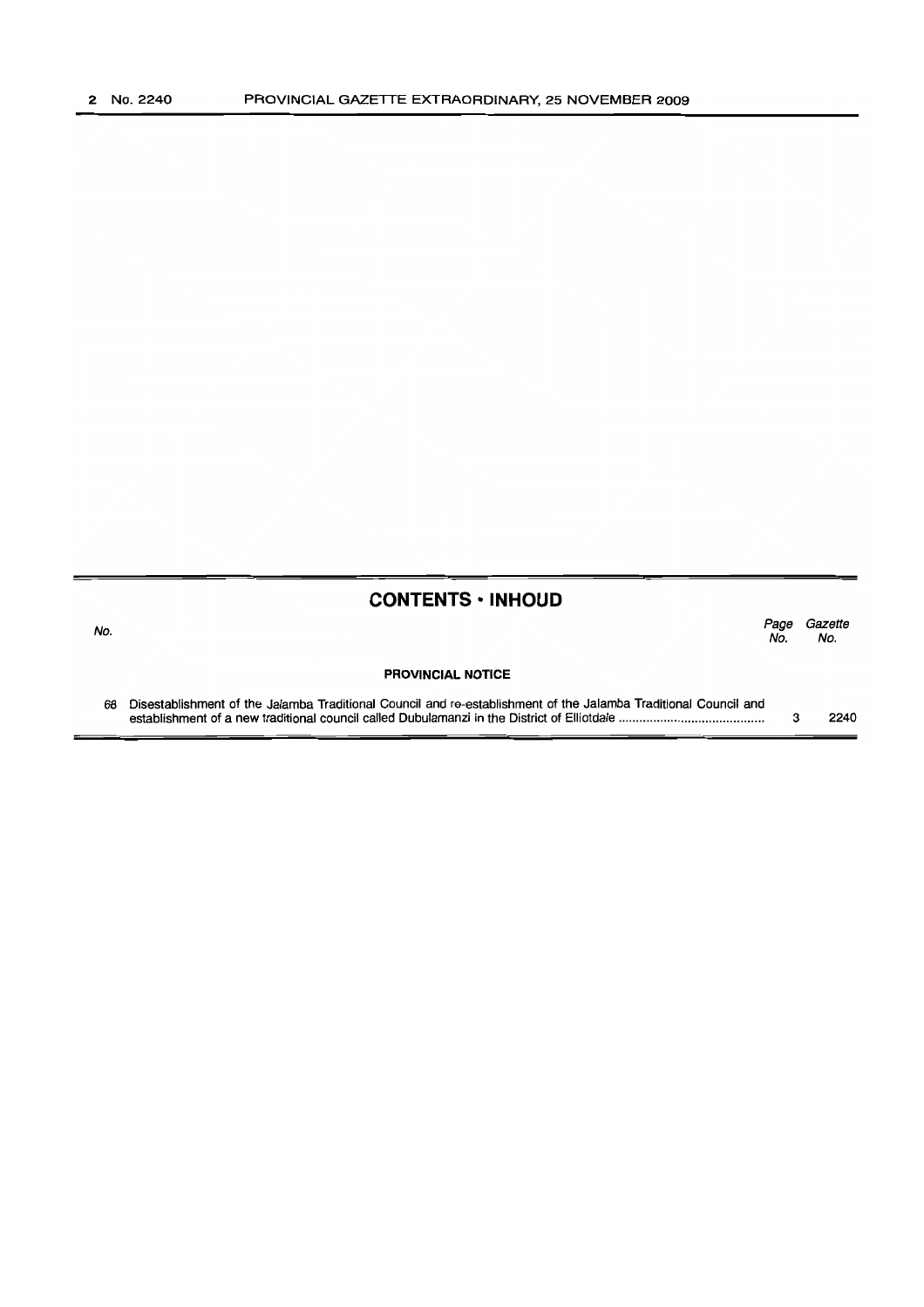## CONTENTS • INHOUD

| No. | | Page No. | Gazette No. |
|---|---|---|---|
| | **PROVINCIAL NOTICE** | | |
| 68 | Disestablishment of the Jalamba Traditional Council and re-establishment of the Jalamba Traditional Council and establishment of a new traditional council called Dubulamanzi in the District of Elliotdale | 3 | 2240 |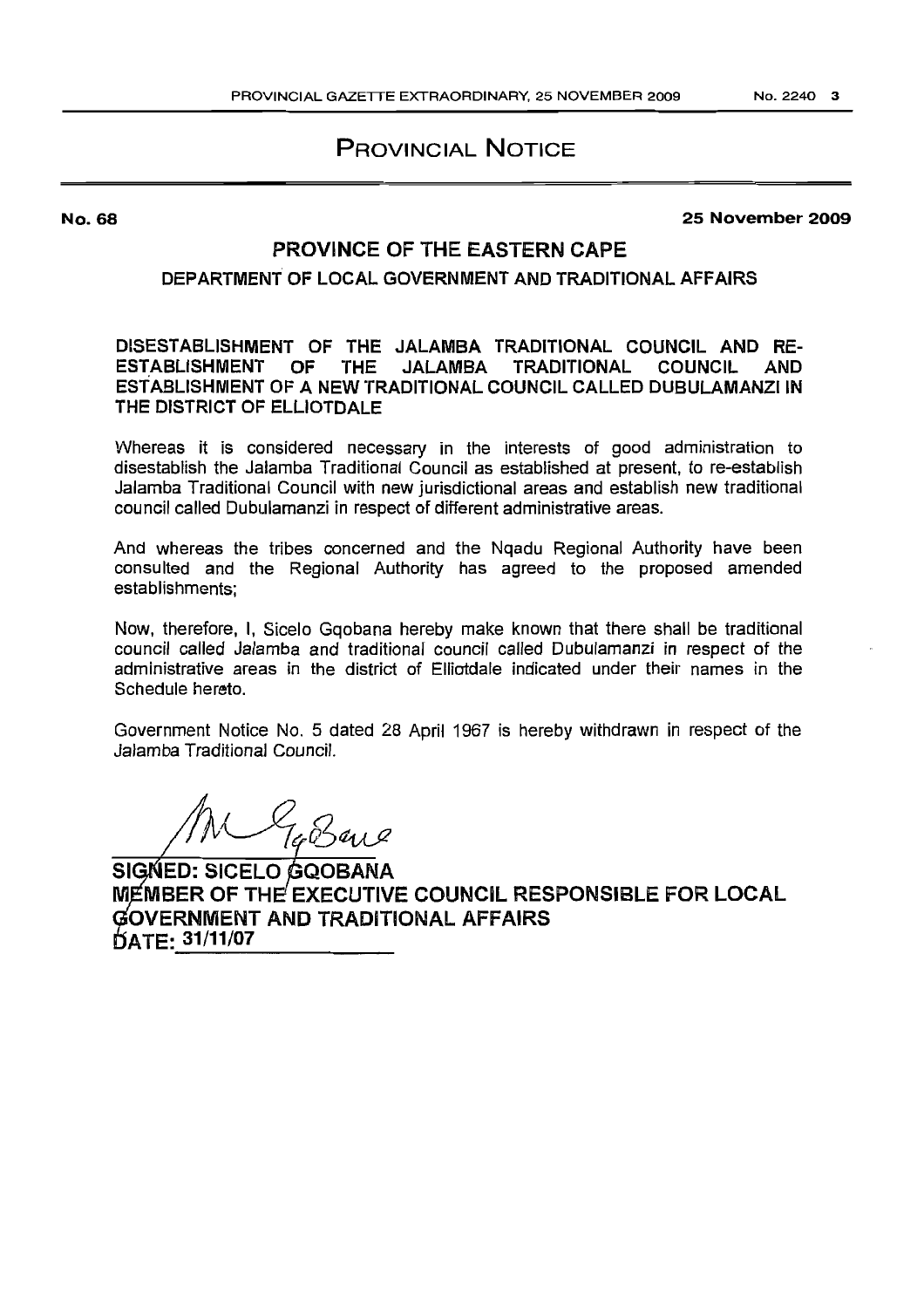# PROVINCIAL NOTICE

**No. 68** **25 November 2009**

## PROVINCE OF THE EASTERN CAPE

### DEPARTMENT OF LOCAL GOVERNMENT AND TRADITIONAL AFFAIRS

**DISESTABLISHMENT OF THE JALAMBA TRADITIONAL COUNCIL AND RE-ESTABLISHMENT OF THE JALAMBA TRADITIONAL COUNCIL AND ESTABLISHMENT OF A NEW TRADITIONAL COUNCIL CALLED DUBULAMANZI IN THE DISTRICT OF ELLIOTDALE**

Whereas it is considered necessary in the interests of good administration to disestablish the Jalamba Traditional Council as established at present, to re-establish Jalamba Traditional Council with new jurisdictional areas and establish new traditional council called Dubulamanzi in respect of different administrative areas.

And whereas the tribes concerned and the Nqadu Regional Authority have been consulted and the Regional Authority has agreed to the proposed amended establishments;

Now, therefore, I, Sicelo Gqobana hereby make known that there shall be traditional council called Jalamba and traditional council called Dubulamanzi in respect of the administrative areas in the district of Elliotdale indicated under their names in the Schedule hereto.

Government Notice No. 5 dated 28 April 1967 is hereby withdrawn in respect of the Jalamba Traditional Council.

**SIGNED: SICELO GQOBANA**
**MEMBER OF THE EXECUTIVE COUNCIL RESPONSIBLE FOR LOCAL GOVERNMENT AND TRADITIONAL AFFAIRS**
**DATE: 31/11/07**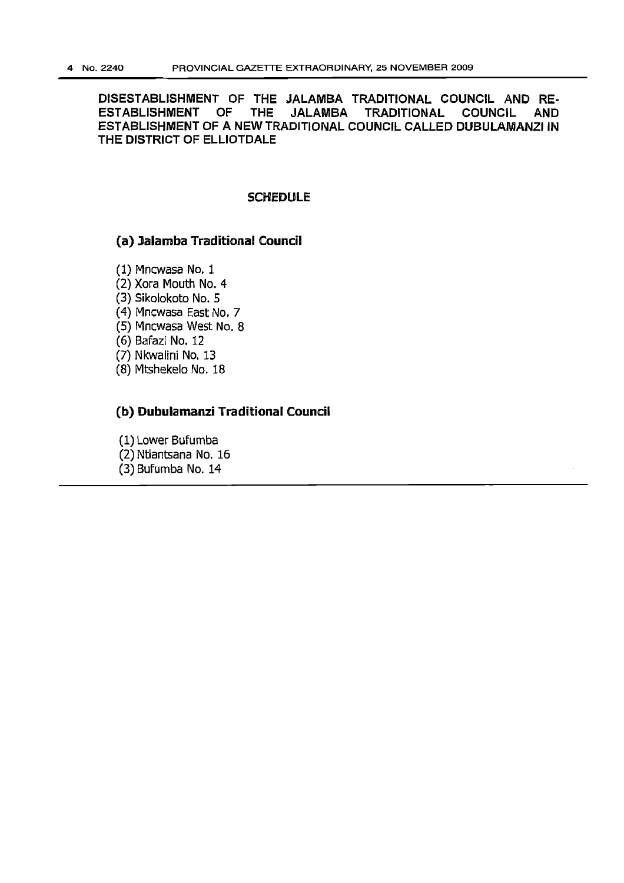**DISESTABLISHMENT OF THE JALAMBA TRADITIONAL COUNCIL AND RE-ESTABLISHMENT OF THE JALAMBA TRADITIONAL COUNCIL AND ESTABLISHMENT OF A NEW TRADITIONAL COUNCIL CALLED DUBULAMANZI IN THE DISTRICT OF ELLIOTDALE**

## SCHEDULE

### (a) Jalamba Traditional Council

(1) Mncwasa No. 1
(2) Xora Mouth No. 4
(3) Sikolokoto No. 5
(4) Mncwasa East No. 7
(5) Mncwasa West No. 8
(6) Bafazi No. 12
(7) Nkwalini No. 13
(8) Mtshekelo No. 18

### (b) Dubulamanzi Traditional Council

(1) Lower Bufumba
(2) Ntlantsana No. 16
(3) Bufumba No. 14